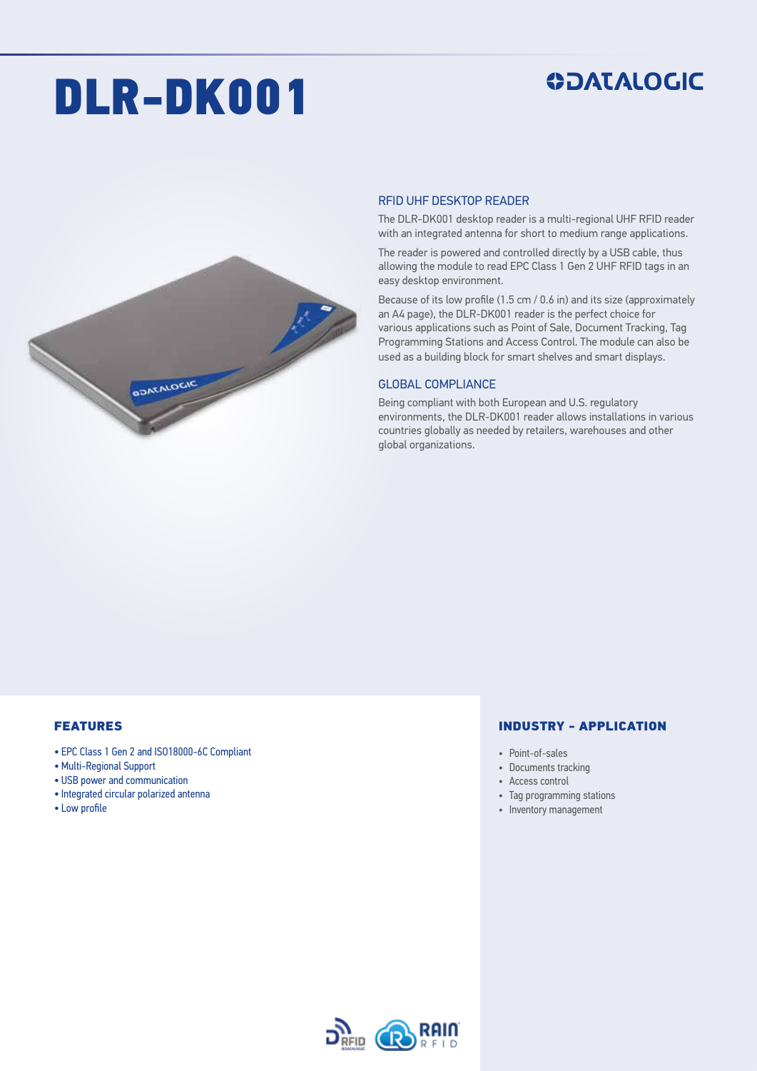# DLR-DK001

## RFID UHF DESKTOP READER

The DLR-DK001 desktop reader is a multi-regional UHF RFID reader with an integrated antenna for short to medium range applications.

The reader is powered and controlled directly by a USB cable, thus allowing the module to read EPC Class 1 Gen 2 UHF RFID tags in an easy desktop environment.

Because of its low profile (1.5 cm / 0.6 in) and its size (approximately an A4 page), the DLR-DK001 reader is the perfect choice for various applications such as Point of Sale, Document Tracking, Tag Programming Stations and Access Control. The module can also be used as a building block for smart shelves and smart displays.

## GLOBAL COMPLIANCE

Being compliant with both European and U.S. regulatory environments, the DLR-DK001 reader allows installations in various countries globally as needed by retailers, warehouses and other global organizations.

## FEATURES

- EPC Class 1 Gen 2 and ISO18000-6C Compliant
- Multi-Regional Support
- USB power and communication
- Integrated circular polarized antenna
- Low profile

## INDUSTRY - APPLICATION

- Point-of-sales
- Documents tracking
- Access control
- Tag programming stations
- Inventory management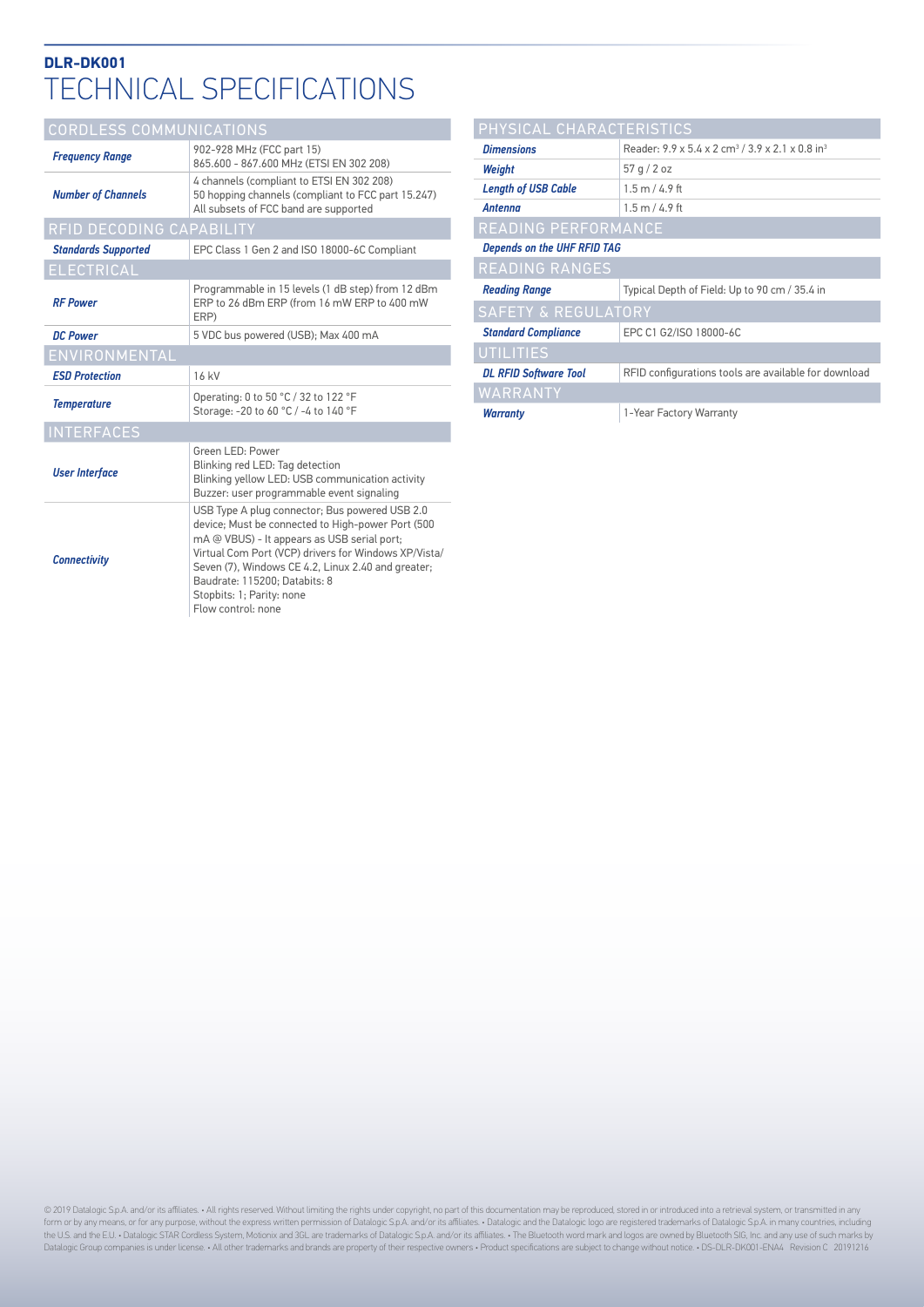**DLR-DK001**

# TECHNICAL SPECIFICATIONS

## CORDLESS COMMUNICATIONS

| | |
|---|---|
| ***Frequency Range*** | 902-928 MHz (FCC part 15)<br>865.600 - 867.600 MHz (ETSI EN 302 208) |
| ***Number of Channels*** | 4 channels (compliant to ETSI EN 302 208)<br>50 hopping channels (compliant to FCC part 15.247)<br>All subsets of FCC band are supported |

## RFID DECODING CAPABILITY

| | |
|---|---|
| ***Standards Supported*** | EPC Class 1 Gen 2 and ISO 18000-6C Compliant |

## ELECTRICAL

| | |
|---|---|
| ***RF Power*** | Programmable in 15 levels (1 dB step) from 12 dBm ERP to 26 dBm ERP (from 16 mW ERP to 400 mW ERP) |
| ***DC Power*** | 5 VDC bus powered (USB); Max 400 mA |

## ENVIRONMENTAL

| | |
|---|---|
| ***ESD Protection*** | 16 kV |
| ***Temperature*** | Operating: 0 to 50 °C / 32 to 122 °F<br>Storage: -20 to 60 °C / -4 to 140 °F |

## INTERFACES

| | |
|---|---|
| ***User Interface*** | Green LED: Power<br>Blinking red LED: Tag detection<br>Blinking yellow LED: USB communication activity<br>Buzzer: user programmable event signaling |
| ***Connectivity*** | USB Type A plug connector; Bus powered USB 2.0 device; Must be connected to High-power Port (500 mA @ VBUS) - It appears as USB serial port; Virtual Com Port (VCP) drivers for Windows XP/Vista/ Seven (7), Windows CE 4.2, Linux 2.40 and greater; Baudrate: 115200; Databits: 8<br>Stopbits: 1; Parity: none<br>Flow control: none |

## PHYSICAL CHARACTERISTICS

| | |
|---|---|
| ***Dimensions*** | Reader: 9.9 x 5.4 x 2 cm³ / 3.9 x 2.1 x 0.8 in³ |
| ***Weight*** | 57 g / 2 oz |
| ***Length of USB Cable*** | 1.5 m / 4.9 ft |
| ***Antenna*** | 1.5 m / 4.9 ft |

## READING PERFORMANCE

***Depends on the UHF RFID TAG***

## READING RANGES

| | |
|---|---|
| ***Reading Range*** | Typical Depth of Field: Up to 90 cm / 35.4 in |

## SAFETY & REGULATORY

| | |
|---|---|
| ***Standard Compliance*** | EPC C1 G2/ISO 18000-6C |

## UTILITIES

| | |
|---|---|
| ***DL RFID Software Tool*** | RFID configurations tools are available for download |

## WARRANTY

| | |
|---|---|
| ***Warranty*** | 1-Year Factory Warranty |

© 2019 Datalogic S.p.A. and/or its affiliates. • All rights reserved. Without limiting the rights under copyright, no part of this documentation may be reproduced, stored in or introduced into a retrieval system, or transmitted in any form or by any means, or for any purpose, without the express written permission of Datalogic S.p.A. and/or its affiliates. • Datalogic and the Datalogic logo are registered trademarks of Datalogic S.p.A. in many countries, including the U.S. and the E.U. • Datalogic STAR Cordless System, Motionix and 3GL are trademarks of Datalogic S.p.A. and/or its affiliates. • The Bluetooth word mark and logos are owned by Bluetooth SIG, Inc. and any use of such marks by Datalogic Group companies is under license. • All other trademarks and brands are property of their respective owners • Product specifications are subject to change without notice. • DS-DLR-DK001-ENA4 Revision C 20191216